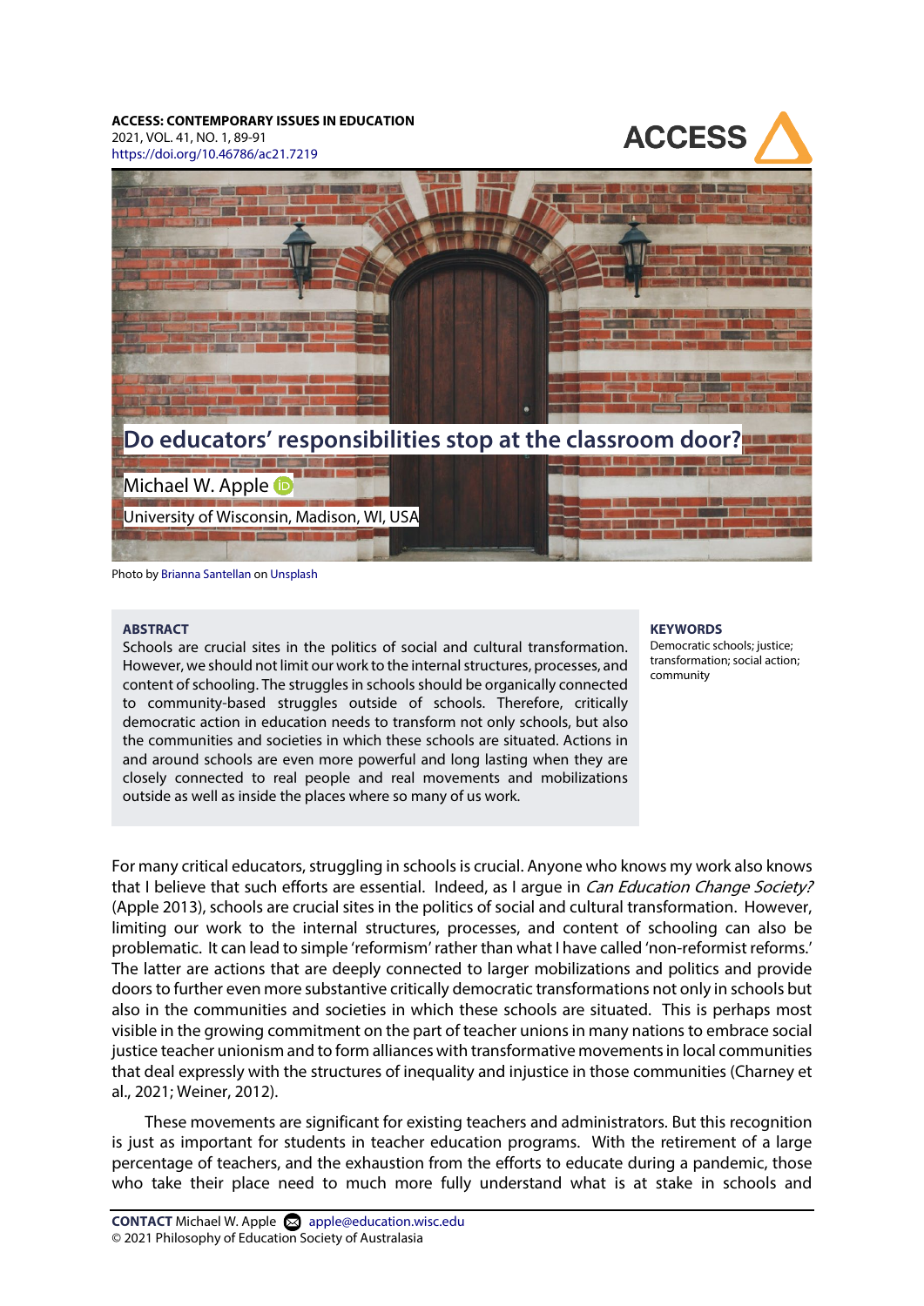# Do educators' responsibilities stop at the classroom door?

Michael W. Apple

University of Wisconsin, Madison, WI, USA

Photo by Brianna Santellan on Unsplash

**ABSTRACT**

Schools are crucial sites in the politics of social and cultural transformation. However, we should not limit our work to the internal structures, processes, and content of schooling. The struggles in schools should be organically connected to community-based struggles outside of schools. Therefore, critically democratic action in education needs to transform not only schools, but also the communities and societies in which these schools are situated. Actions in and around schools are even more powerful and long lasting when they are closely connected to real people and real movements and mobilizations outside as well as inside the places where so many of us work.

**KEYWORDS**

Democratic schools; justice; transformation; social action; community

For many critical educators, struggling in schools is crucial. Anyone who knows my work also knows that I believe that such efforts are essential. Indeed, as I argue in *Can Education Change Society?* (Apple 2013), schools are crucial sites in the politics of social and cultural transformation. However, limiting our work to the internal structures, processes, and content of schooling can also be problematic. It can lead to simple 'reformism' rather than what I have called 'non-reformist reforms.' The latter are actions that are deeply connected to larger mobilizations and politics and provide doors to further even more substantive critically democratic transformations not only in schools but also in the communities and societies in which these schools are situated. This is perhaps most visible in the growing commitment on the part of teacher unions in many nations to embrace social justice teacher unionism and to form alliances with transformative movements in local communities that deal expressly with the structures of inequality and injustice in those communities (Charney et al., 2021; Weiner, 2012).

These movements are significant for existing teachers and administrators. But this recognition is just as important for students in teacher education programs. With the retirement of a large percentage of teachers, and the exhaustion from the efforts to educate during a pandemic, those who take their place need to much more fully understand what is at stake in schools and

**CONTACT** Michael W. Apple apple@education.wisc.edu

© 2021 Philosophy of Education Society of Australasia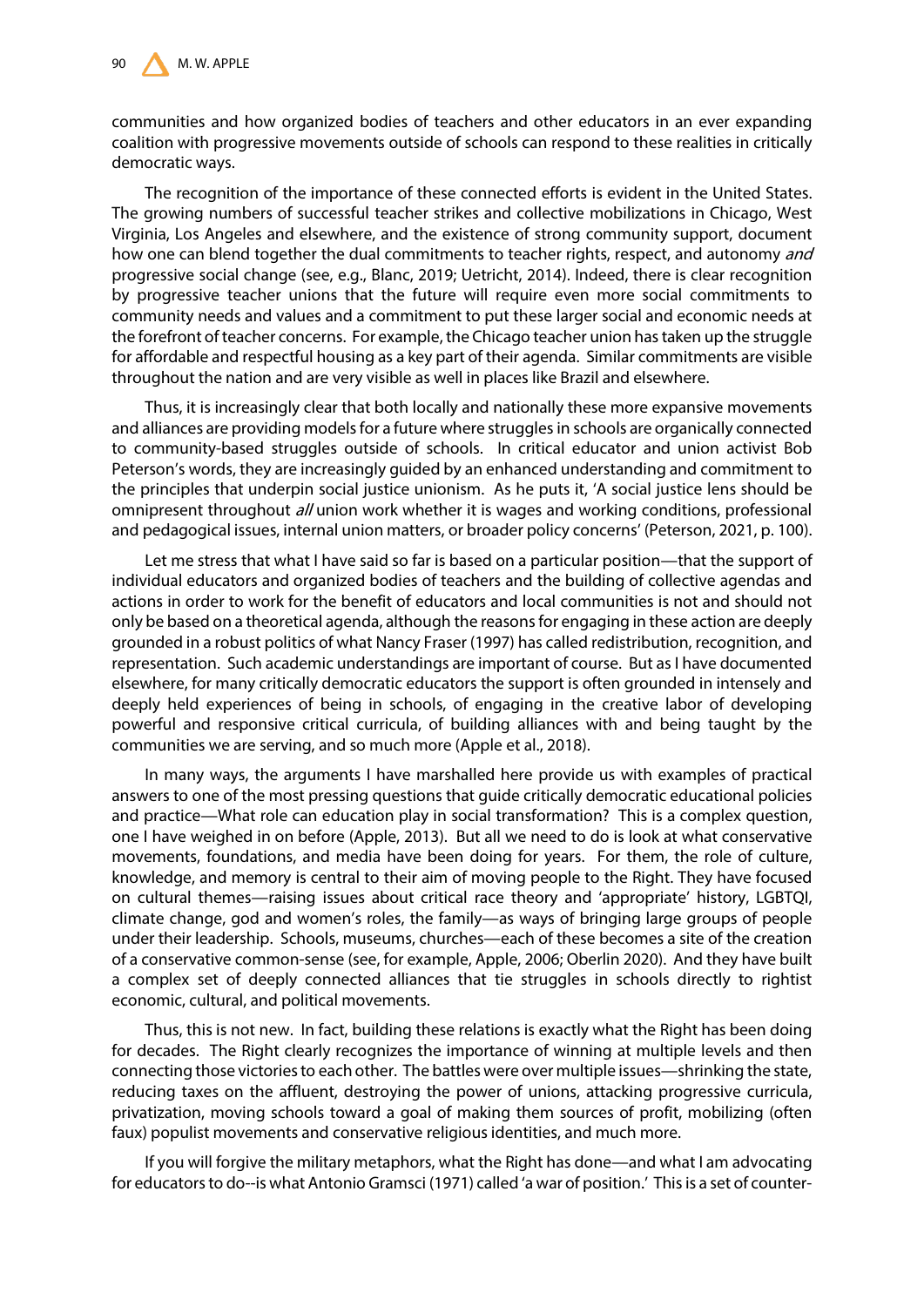communities and how organized bodies of teachers and other educators in an ever expanding coalition with progressive movements outside of schools can respond to these realities in critically democratic ways.

The recognition of the importance of these connected efforts is evident in the United States. The growing numbers of successful teacher strikes and collective mobilizations in Chicago, West Virginia, Los Angeles and elsewhere, and the existence of strong community support, document how one can blend together the dual commitments to teacher rights, respect, and autonomy *and* progressive social change (see, e.g., Blanc, 2019; Uetricht, 2014). Indeed, there is clear recognition by progressive teacher unions that the future will require even more social commitments to community needs and values and a commitment to put these larger social and economic needs at the forefront of teacher concerns. For example, the Chicago teacher union has taken up the struggle for affordable and respectful housing as a key part of their agenda. Similar commitments are visible throughout the nation and are very visible as well in places like Brazil and elsewhere.

Thus, it is increasingly clear that both locally and nationally these more expansive movements and alliances are providing models for a future where struggles in schools are organically connected to community-based struggles outside of schools. In critical educator and union activist Bob Peterson's words, they are increasingly guided by an enhanced understanding and commitment to the principles that underpin social justice unionism. As he puts it, 'A social justice lens should be omnipresent throughout *all* union work whether it is wages and working conditions, professional and pedagogical issues, internal union matters, or broader policy concerns' (Peterson, 2021, p. 100).

Let me stress that what I have said so far is based on a particular position—that the support of individual educators and organized bodies of teachers and the building of collective agendas and actions in order to work for the benefit of educators and local communities is not and should not only be based on a theoretical agenda, although the reasons for engaging in these action are deeply grounded in a robust politics of what Nancy Fraser (1997) has called redistribution, recognition, and representation. Such academic understandings are important of course. But as I have documented elsewhere, for many critically democratic educators the support is often grounded in intensely and deeply held experiences of being in schools, of engaging in the creative labor of developing powerful and responsive critical curricula, of building alliances with and being taught by the communities we are serving, and so much more (Apple et al., 2018).

In many ways, the arguments I have marshalled here provide us with examples of practical answers to one of the most pressing questions that guide critically democratic educational policies and practice—What role can education play in social transformation? This is a complex question, one I have weighed in on before (Apple, 2013). But all we need to do is look at what conservative movements, foundations, and media have been doing for years. For them, the role of culture, knowledge, and memory is central to their aim of moving people to the Right. They have focused on cultural themes—raising issues about critical race theory and 'appropriate' history, LGBTQI, climate change, god and women's roles, the family—as ways of bringing large groups of people under their leadership. Schools, museums, churches—each of these becomes a site of the creation of a conservative common-sense (see, for example, Apple, 2006; Oberlin 2020). And they have built a complex set of deeply connected alliances that tie struggles in schools directly to rightist economic, cultural, and political movements.

Thus, this is not new. In fact, building these relations is exactly what the Right has been doing for decades. The Right clearly recognizes the importance of winning at multiple levels and then connecting those victories to each other. The battles were over multiple issues—shrinking the state, reducing taxes on the affluent, destroying the power of unions, attacking progressive curricula, privatization, moving schools toward a goal of making them sources of profit, mobilizing (often faux) populist movements and conservative religious identities, and much more.

If you will forgive the military metaphors, what the Right has done—and what I am advocating for educators to do--is what Antonio Gramsci (1971) called 'a war of position.' This is a set of counter-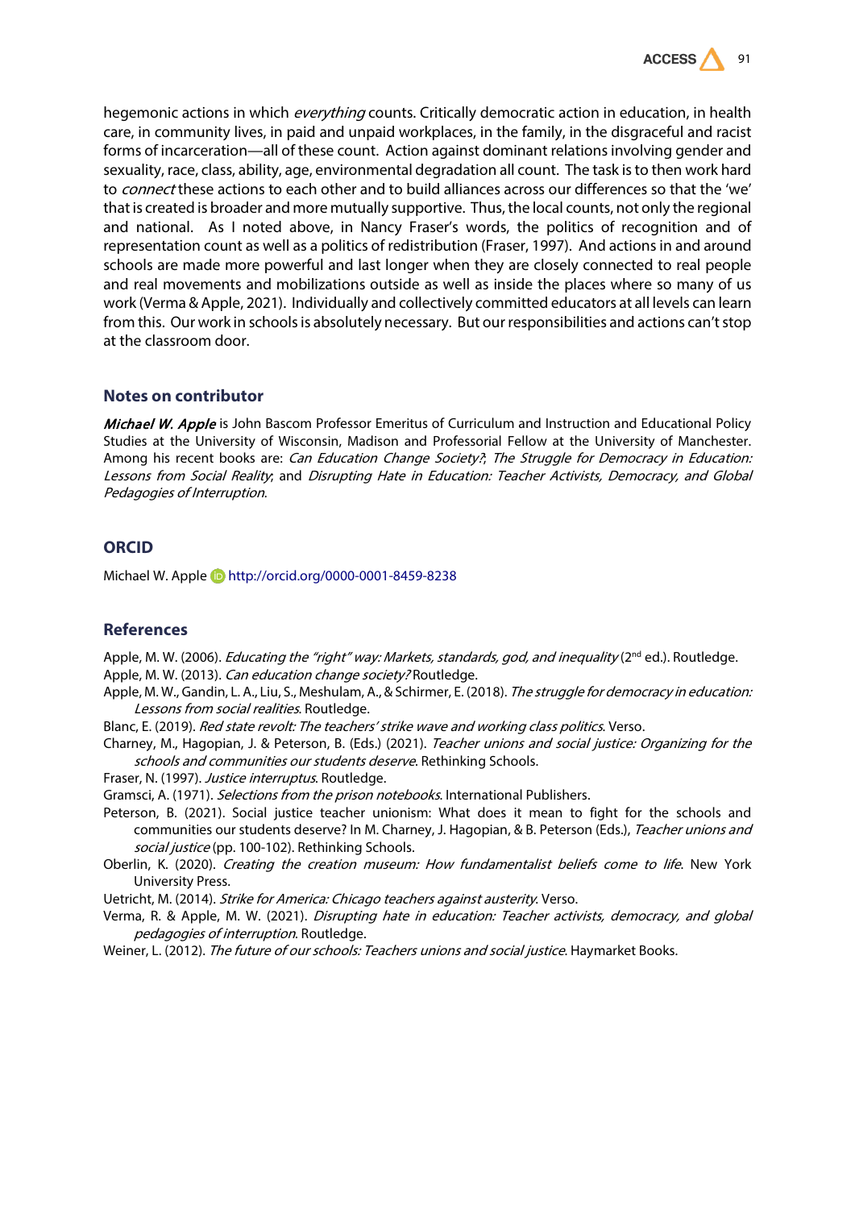hegemonic actions in which *everything* counts. Critically democratic action in education, in health care, in community lives, in paid and unpaid workplaces, in the family, in the disgraceful and racist forms of incarceration—all of these count. Action against dominant relations involving gender and sexuality, race, class, ability, age, environmental degradation all count. The task is to then work hard to *connect* these actions to each other and to build alliances across our differences so that the 'we' that is created is broader and more mutually supportive. Thus, the local counts, not only the regional and national. As I noted above, in Nancy Fraser's words, the politics of recognition and of representation count as well as a politics of redistribution (Fraser, 1997). And actions in and around schools are made more powerful and last longer when they are closely connected to real people and real movements and mobilizations outside as well as inside the places where so many of us work (Verma & Apple, 2021). Individually and collectively committed educators at all levels can learn from this. Our work in schools is absolutely necessary. But our responsibilities and actions can't stop at the classroom door.

## Notes on contributor

***Michael W. Apple*** is John Bascom Professor Emeritus of Curriculum and Instruction and Educational Policy Studies at the University of Wisconsin, Madison and Professorial Fellow at the University of Manchester. Among his recent books are: *Can Education Change Society?*; *The Struggle for Democracy in Education: Lessons from Social Reality*; and *Disrupting Hate in Education: Teacher Activists, Democracy, and Global Pedagogies of Interruption*.

## ORCID

Michael W. Apple http://orcid.org/0000-0001-8459-8238

## References

Apple, M. W. (2006). *Educating the "right" way: Markets, standards, god, and inequality* (2nd ed.). Routledge.

Apple, M. W. (2013). *Can education change society?* Routledge.

Apple, M. W., Gandin, L. A., Liu, S., Meshulam, A., & Schirmer, E. (2018). *The struggle for democracy in education: Lessons from social realities*. Routledge.

Blanc, E. (2019). *Red state revolt: The teachers' strike wave and working class politics*. Verso.

Charney, M., Hagopian, J. & Peterson, B. (Eds.) (2021). *Teacher unions and social justice: Organizing for the schools and communities our students deserve*. Rethinking Schools.

Fraser, N. (1997). *Justice interruptus*. Routledge.

Gramsci, A. (1971). *Selections from the prison notebooks*. International Publishers.

Peterson, B. (2021). Social justice teacher unionism: What does it mean to fight for the schools and communities our students deserve? In M. Charney, J. Hagopian, & B. Peterson (Eds.), *Teacher unions and social justice* (pp. 100-102). Rethinking Schools.

Oberlin, K. (2020). *Creating the creation museum: How fundamentalist beliefs come to life*. New York University Press.

Uetricht, M. (2014). *Strike for America: Chicago teachers against austerity*. Verso.

Verma, R. & Apple, M. W. (2021). *Disrupting hate in education: Teacher activists, democracy, and global pedagogies of interruption*. Routledge.

Weiner, L. (2012). *The future of our schools: Teachers unions and social justice*. Haymarket Books.